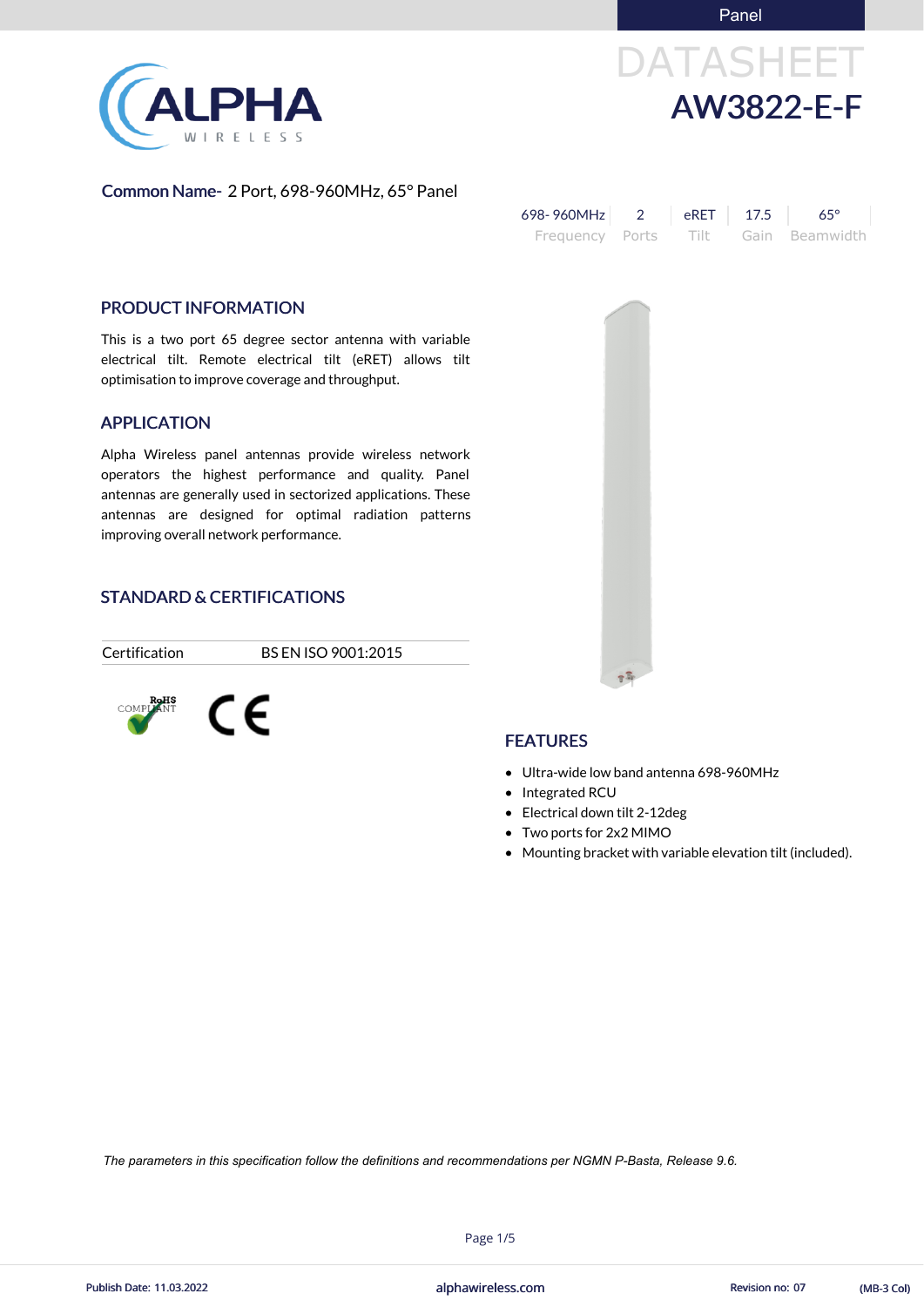Panel

# DATASHEET

# AW3822-E-F

**Common Name-** 2 Port, 698-960MHz, 65° Panel

| 698- 960MHz | 2 | eRET | 17.5 | 65° |
|---|---|---|---|---|
| Frequency | Ports | Tilt | Gain | Beamwidth |

## PRODUCT INFORMATION

This is a two port 65 degree sector antenna with variable electrical tilt. Remote electrical tilt (eRET) allows tilt optimisation to improve coverage and throughput.

## APPLICATION

Alpha Wireless panel antennas provide wireless network operators the highest performance and quality. Panel antennas are generally used in sectorized applications. These antennas are designed for optimal radiation patterns improving overall network performance.

## STANDARD & CERTIFICATIONS

| Certification | BS EN ISO 9001:2015 |
|---|---|

RoHS COMPLIANT

CE

## FEATURES

- Ultra-wide low band antenna 698-960MHz
- Integrated RCU
- Electrical down tilt 2-12deg
- Two ports for 2x2 MIMO
- Mounting bracket with variable elevation tilt (included).

*The parameters in this specification follow the definitions and recommendations per NGMN P-Basta, Release 9.6.*

Publish Date: 11.03.2022 alphawireless.com Revision no: 07 (MB-3 Col)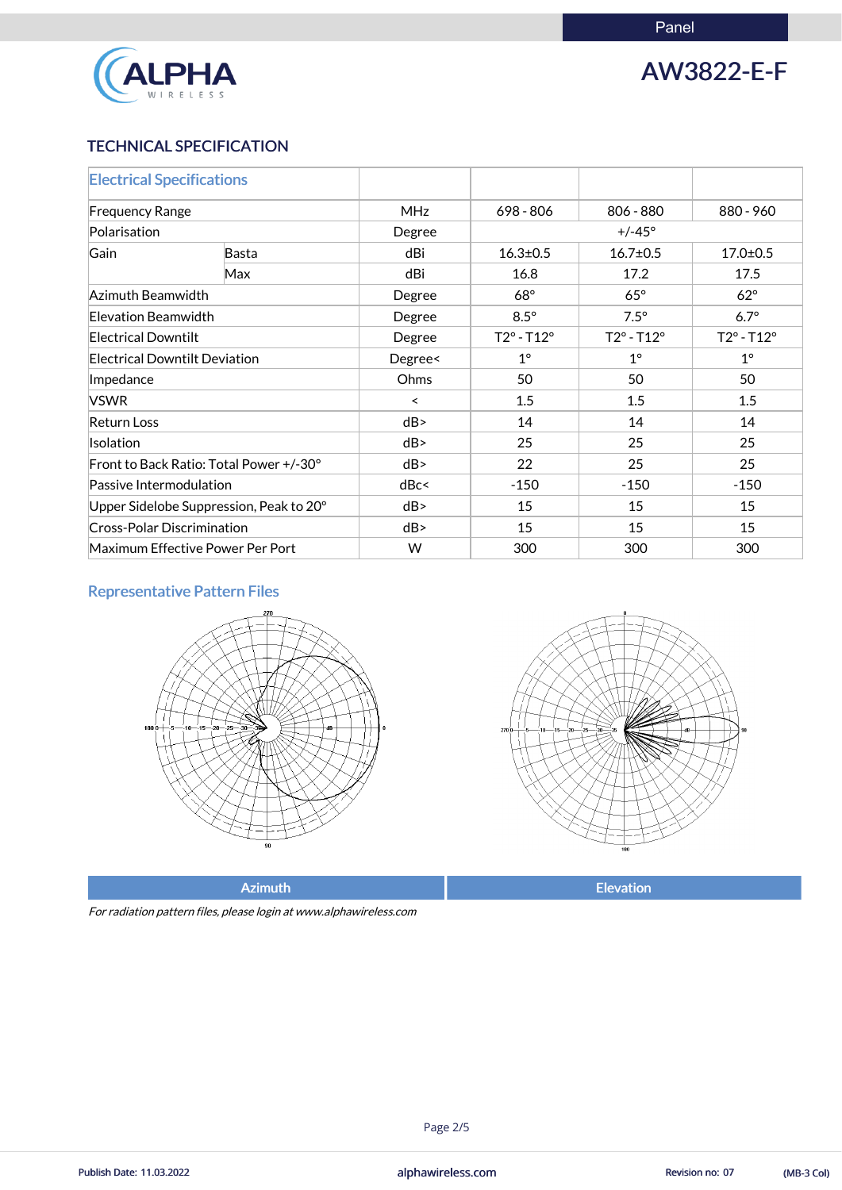# AW3822-E-F

## TECHNICAL SPECIFICATION

| Electrical Specifications | | | | | |
|---|---|---|---|---|---|
| Frequency Range | | MHz | 698 - 806 | 806 - 880 | 880 - 960 |
| Polarisation | | Degree | +/-45° | | |
| Gain | Basta | dBi | 16.3±0.5 | 16.7±0.5 | 17.0±0.5 |
| | Max | dBi | 16.8 | 17.2 | 17.5 |
| Azimuth Beamwidth | | Degree | 68° | 65° | 62° |
| Elevation Beamwidth | | Degree | 8.5° | 7.5° | 6.7° |
| Electrical Downtilt | | Degree | T2° - T12° | T2° - T12° | T2° - T12° |
| Electrical Downtilt Deviation | | Degree< | 1° | 1° | 1° |
| Impedance | | Ohms | 50 | 50 | 50 |
| VSWR | | < | 1.5 | 1.5 | 1.5 |
| Return Loss | | dB> | 14 | 14 | 14 |
| Isolation | | dB> | 25 | 25 | 25 |
| Front to Back Ratio: Total Power +/-30° | | dB> | 22 | 25 | 25 |
| Passive Intermodulation | | dBc< | -150 | -150 | -150 |
| Upper Sidelobe Suppression, Peak to 20° | | dB> | 15 | 15 | 15 |
| Cross-Polar Discrimination | | dB> | 15 | 15 | 15 |
| Maximum Effective Power Per Port | | W | 300 | 300 | 300 |

### Representative Pattern Files

| Azimuth | Elevation |
|---|---|

*For radiation pattern files, please login at www.alphawireless.com*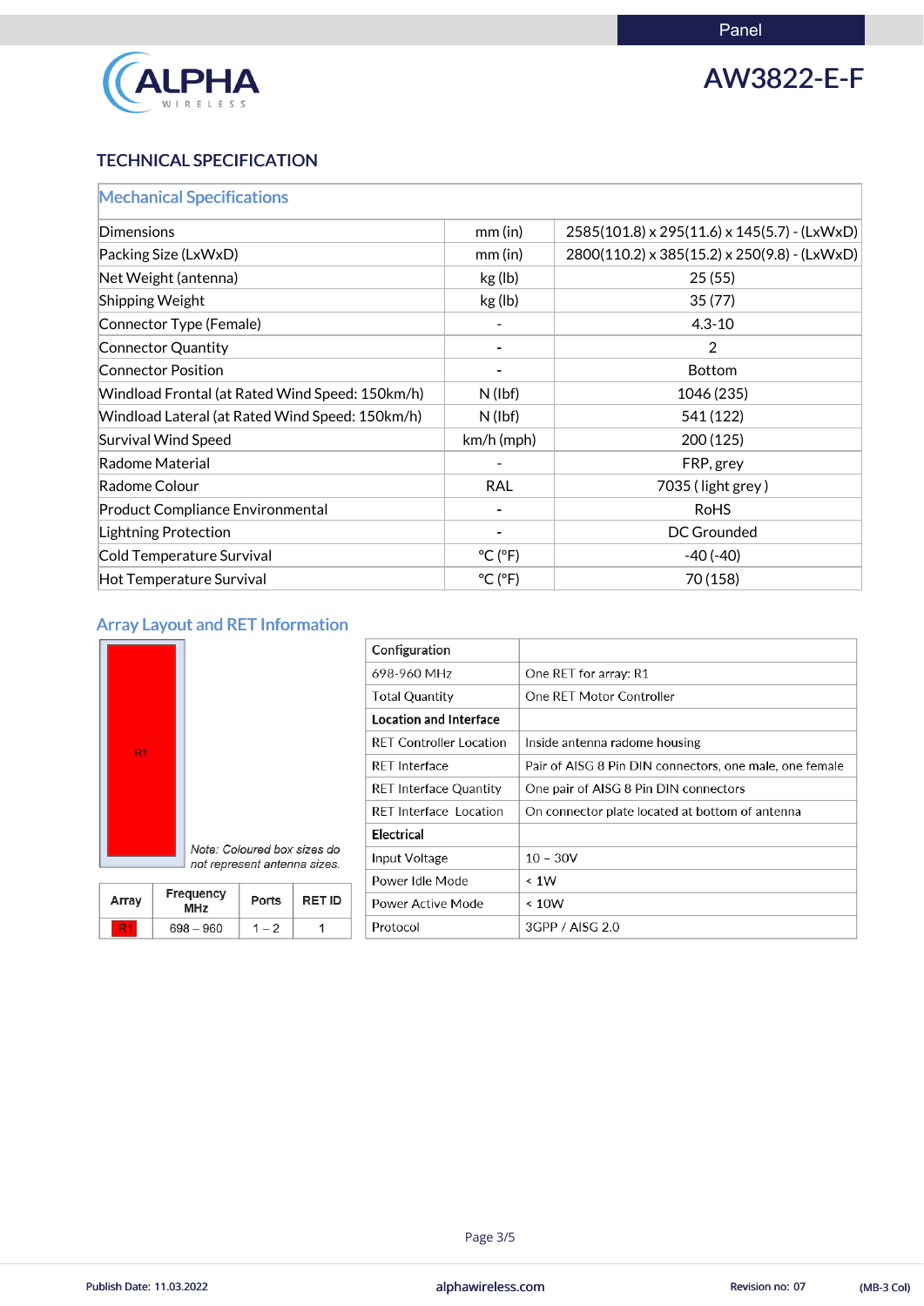Panel

**ALPHA** WIRELESS

# AW3822-E-F

## TECHNICAL SPECIFICATION

### Mechanical Specifications

| | | |
|---|---|---|
| Dimensions | mm (in) | 2585(101.8) x 295(11.6) x 145(5.7) - (LxWxD) |
| Packing Size (LxWxD) | mm (in) | 2800(110.2) x 385(15.2) x 250(9.8) - (LxWxD) |
| Net Weight (antenna) | kg (lb) | 25 (55) |
| Shipping Weight | kg (lb) | 35 (77) |
| Connector Type (Female) | - | 4.3-10 |
| Connector Quantity | - | 2 |
| Connector Position | - | Bottom |
| Windload Frontal (at Rated Wind Speed: 150km/h) | N (lbf) | 1046 (235) |
| Windload Lateral (at Rated Wind Speed: 150km/h) | N (lbf) | 541 (122) |
| Survival Wind Speed | km/h (mph) | 200 (125) |
| Radome Material | - | FRP, grey |
| Radome Colour | RAL | 7035 ( light grey ) |
| Product Compliance Environmental | - | RoHS |
| Lightning Protection | - | DC Grounded |
| Cold Temperature Survival | °C (°F) | -40 (-40) |
| Hot Temperature Survival | °C (°F) | 70 (158) |

### Array Layout and RET Information

R1

*Note: Coloured box sizes do not represent antenna sizes.*

| Array | Frequency MHz | Ports | RET ID |
|---|---|---|---|
| R1 | 698 – 960 | 1 – 2 | 1 |

| Configuration | |
|---|---|
| 698-960 MHz | One RET for array: R1 |
| Total Quantity | One RET Motor Controller |
| **Location and Interface** | |
| RET Controller Location | Inside antenna radome housing |
| RET Interface | Pair of AISG 8 Pin DIN connectors, one male, one female |
| RET Interface Quantity | One pair of AISG 8 Pin DIN connectors |
| RET Interface Location | On connector plate located at bottom of antenna |
| **Electrical** | |
| Input Voltage | 10 – 30V |
| Power Idle Mode | < 1W |
| Power Active Mode | < 10W |
| Protocol | 3GPP / AISG 2.0 |

Publish Date: 11.03.2022 | alphawireless.com | Revision no: 07 | (MB-3 Col)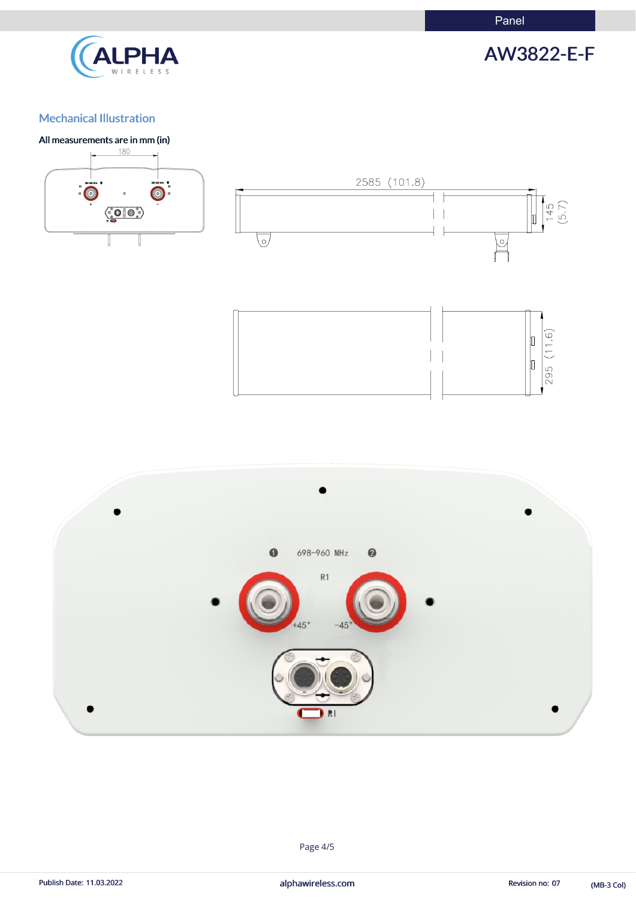## Mechanical Illustration

**All measurements are in mm (in)**

180

2585 (101.8)

145 (5.7)

295 (11.6)

698-960 MHz

R1

+45°

-45°

RI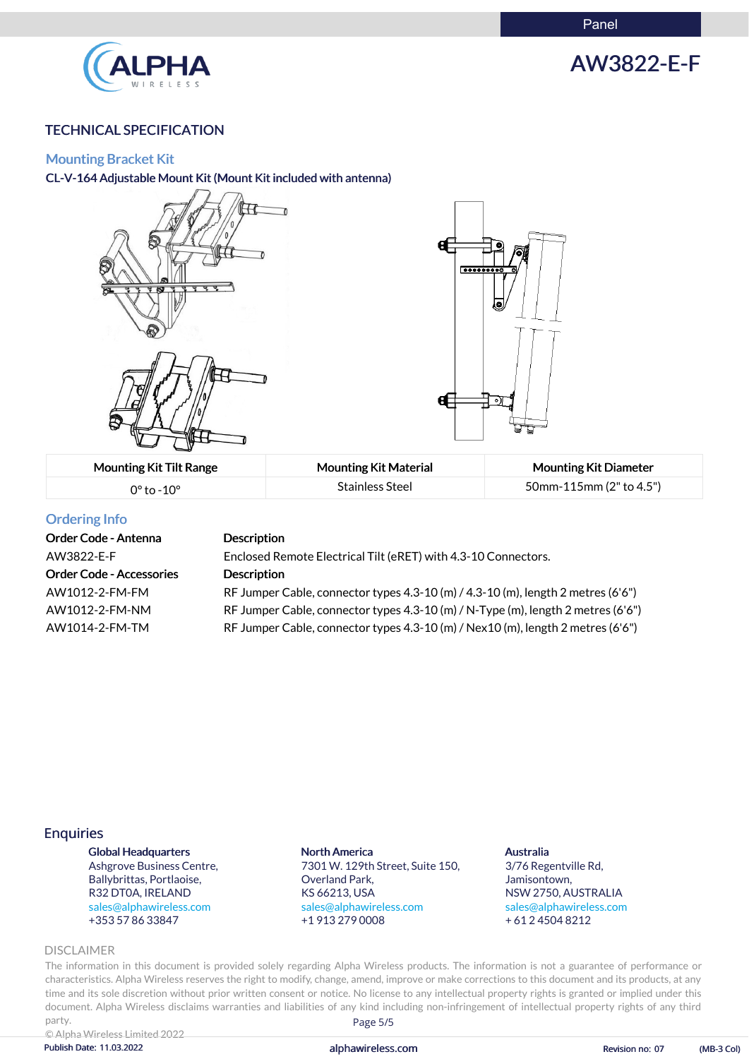# AW3822-E-F

## TECHNICAL SPECIFICATION

### Mounting Bracket Kit

**CL-V-164 Adjustable Mount Kit (Mount Kit included with antenna)**

| Mounting Kit Tilt Range | Mounting Kit Material | Mounting Kit Diameter |
|---|---|---|
| 0° to -10° | Stainless Steel | 50mm-115mm (2" to 4.5") |

### Ordering Info

| **Order Code - Antenna** | **Description** |
|---|---|
| AW3822-E-F | Enclosed Remote Electrical Tilt (eRET) with 4.3-10 Connectors. |
| **Order Code - Accessories** | **Description** |
| AW1012-2-FM-FM | RF Jumper Cable, connector types 4.3-10 (m) / 4.3-10 (m), length 2 metres (6'6") |
| AW1012-2-FM-NM | RF Jumper Cable, connector types 4.3-10 (m) / N-Type (m), length 2 metres (6'6") |
| AW1014-2-FM-TM | RF Jumper Cable, connector types 4.3-10 (m) / Nex10 (m), length 2 metres (6'6") |

## Enquiries

**Global Headquarters**
Ashgrove Business Centre,
Ballybrittas, Portlaoise,
R32 DT0A, IRELAND
sales@alphawireless.com
+353 57 86 33847

**North America**
7301 W. 129th Street, Suite 150,
Overland Park,
KS 66213, USA
sales@alphawireless.com
+1 913 279 0008

**Australia**
3/76 Regentville Rd,
Jamisontown,
NSW 2750, AUSTRALIA
sales@alphawireless.com
+ 61 2 4504 8212

DISCLAIMER

The information in this document is provided solely regarding Alpha Wireless products. The information is not a guarantee of performance or characteristics. Alpha Wireless reserves the right to modify, change, amend, improve or make corrections to this document and its products, at any time and its sole discretion without prior written consent or notice. No license to any intellectual property rights is granted or implied under this document. Alpha Wireless disclaims warranties and liabilities of any kind including non-infringement of intellectual property rights of any third party.

© Alpha Wireless Limited 2022

Publish Date: 11.03.2022 | alphawireless.com | Revision no: 07 | (MB-3 Col)